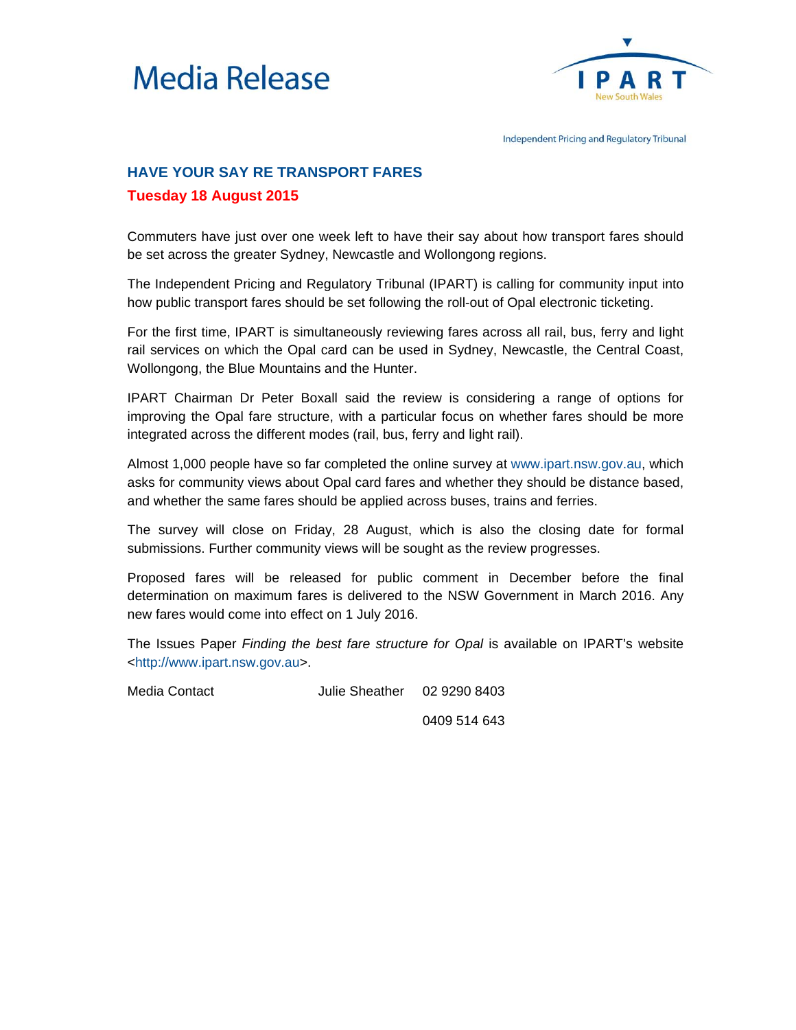# Media Release

IPART New South Wales

Independent Pricing and Regulatory Tribunal

## HAVE YOUR SAY RE TRANSPORT FARES

**Tuesday 18 August 2015**

Commuters have just over one week left to have their say about how transport fares should be set across the greater Sydney, Newcastle and Wollongong regions.

The Independent Pricing and Regulatory Tribunal (IPART) is calling for community input into how public transport fares should be set following the roll-out of Opal electronic ticketing.

For the first time, IPART is simultaneously reviewing fares across all rail, bus, ferry and light rail services on which the Opal card can be used in Sydney, Newcastle, the Central Coast, Wollongong, the Blue Mountains and the Hunter.

IPART Chairman Dr Peter Boxall said the review is considering a range of options for improving the Opal fare structure, with a particular focus on whether fares should be more integrated across the different modes (rail, bus, ferry and light rail).

Almost 1,000 people have so far completed the online survey at www.ipart.nsw.gov.au, which asks for community views about Opal card fares and whether they should be distance based, and whether the same fares should be applied across buses, trains and ferries.

The survey will close on Friday, 28 August, which is also the closing date for formal submissions. Further community views will be sought as the review progresses.

Proposed fares will be released for public comment in December before the final determination on maximum fares is delivered to the NSW Government in March 2016. Any new fares would come into effect on 1 July 2016.

The Issues Paper *Finding the best fare structure for Opal* is available on IPART's website <http://www.ipart.nsw.gov.au>.

Media Contact Julie Sheather 02 9290 8403

0409 514 643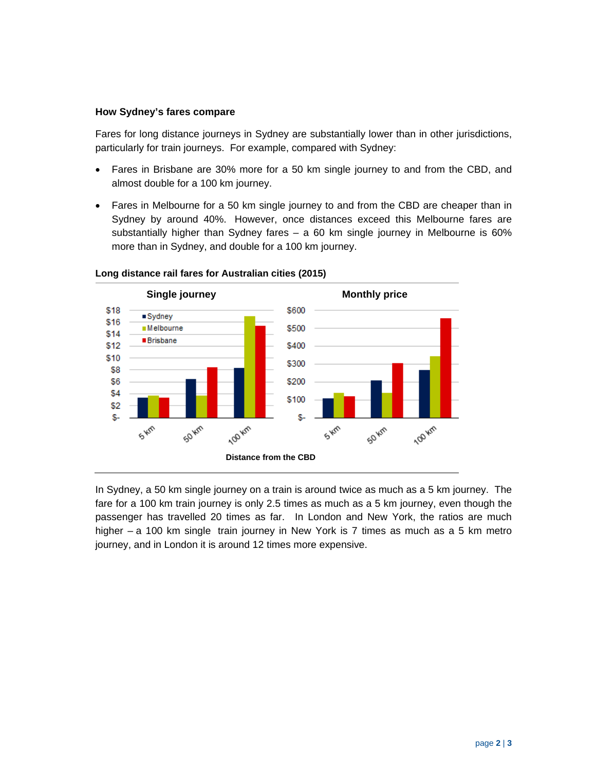**How Sydney's fares compare**

Fares for long distance journeys in Sydney are substantially lower than in other jurisdictions, particularly for train journeys. For example, compared with Sydney:

- Fares in Brisbane are 30% more for a 50 km single journey to and from the CBD, and almost double for a 100 km journey.
- Fares in Melbourne for a 50 km single journey to and from the CBD are cheaper than in Sydney by around 40%. However, once distances exceed this Melbourne fares are substantially higher than Sydney fares – a 60 km single journey in Melbourne is 60% more than in Sydney, and double for a 100 km journey.

**Long distance rail fares for Australian cities (2015)**

In Sydney, a 50 km single journey on a train is around twice as much as a 5 km journey. The fare for a 100 km train journey is only 2.5 times as much as a 5 km journey, even though the passenger has travelled 20 times as far. In London and New York, the ratios are much higher – a 100 km single train journey in New York is 7 times as much as a 5 km metro journey, and in London it is around 12 times more expensive.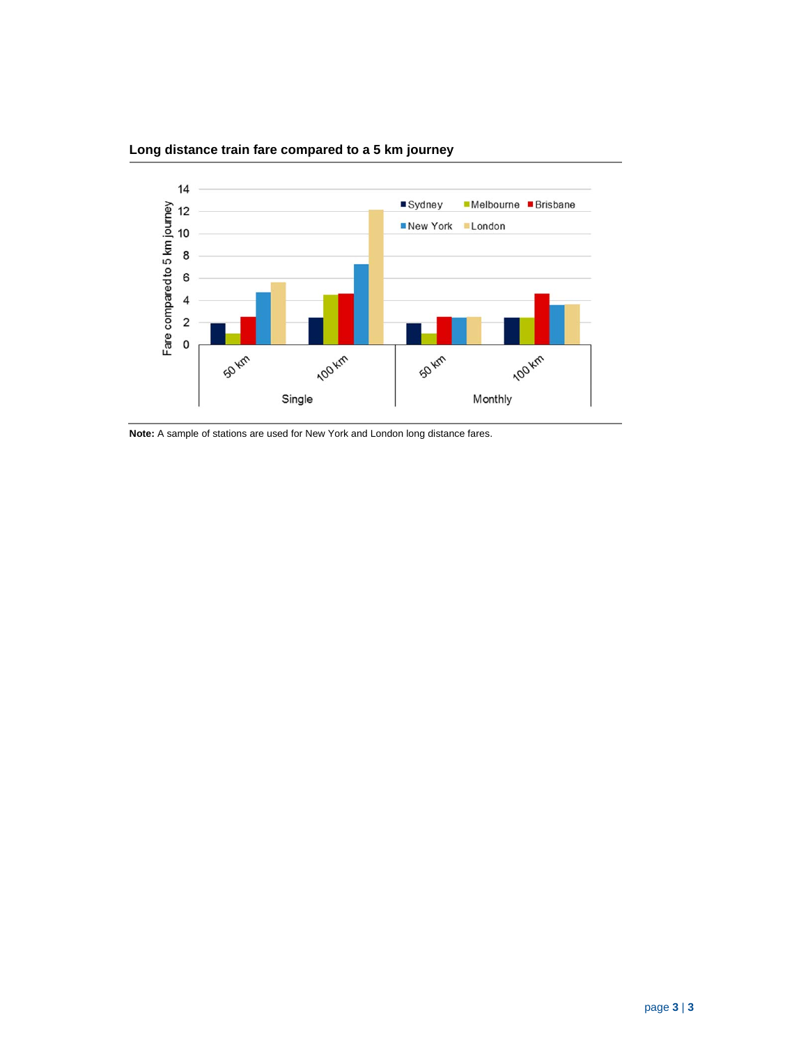**Long distance train fare compared to a 5 km journey**

Fare compared to 5 km journey

14
12
10
8
6
4
2
0

Sydney
Melbourne
Brisbane
New York
London

50 km
100 km
Single

50 km
100 km
Monthly

**Note:** A sample of stations are used for New York and London long distance fares.